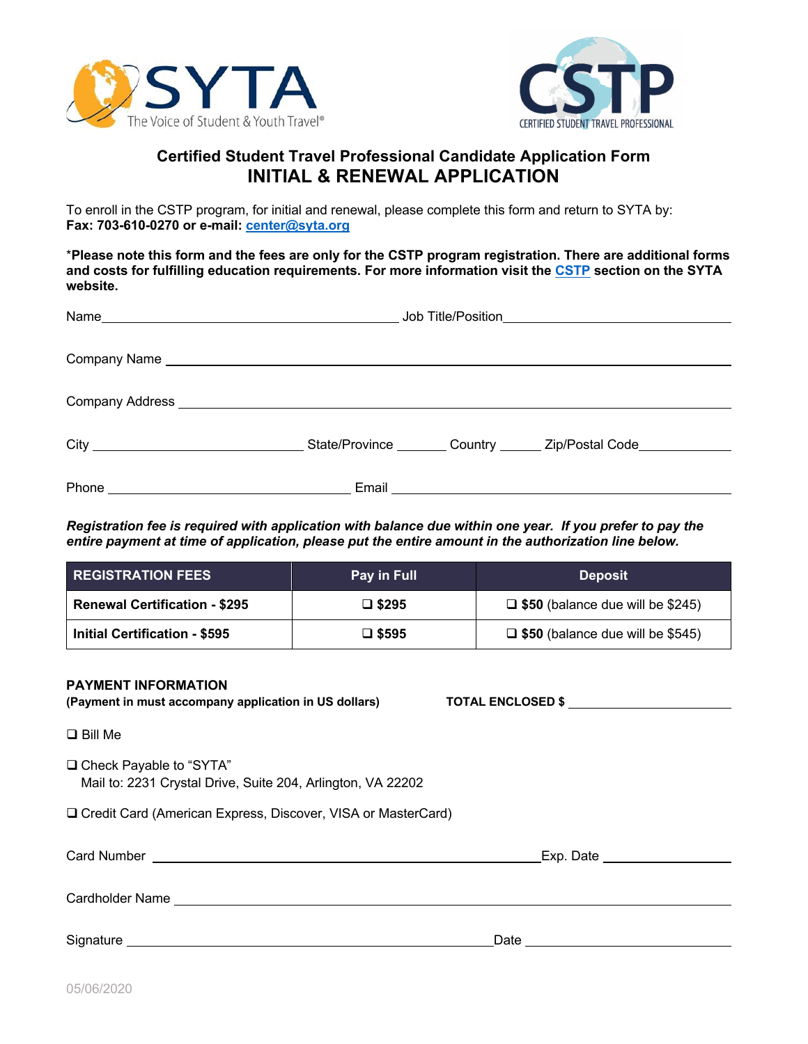SYTA — The Voice of Student & Youth Travel®

CSTP — CERTIFIED STUDENT TRAVEL PROFESSIONAL

## Certified Student Travel Professional Candidate Application Form
# INITIAL & RENEWAL APPLICATION

To enroll in the CSTP program, for initial and renewal, please complete this form and return to SYTA by:
**Fax: 703-610-0270 or e-mail: center@syta.org**

***Please note this form and the fees are only for the CSTP program registration. There are additional forms and costs for fulfilling education requirements. For more information visit the CSTP section on the SYTA website.**

Name\_\_\_\_\_\_\_\_\_\_\_\_\_\_\_\_\_\_\_\_\_\_\_\_\_\_\_\_ Job Title/Position\_\_\_\_\_\_\_\_\_\_\_\_\_\_\_\_\_\_\_\_\_\_\_\_\_\_\_\_

Company Name \_\_\_\_\_\_\_\_\_\_\_\_\_\_\_\_\_\_\_\_\_\_\_\_\_\_\_\_\_\_\_\_\_\_\_\_\_\_\_\_\_\_\_\_\_\_\_\_\_\_\_\_

Company Address \_\_\_\_\_\_\_\_\_\_\_\_\_\_\_\_\_\_\_\_\_\_\_\_\_\_\_\_\_\_\_\_\_\_\_\_\_\_\_\_\_\_\_\_\_\_\_\_\_\_

City \_\_\_\_\_\_\_\_\_\_\_\_\_\_\_\_\_\_\_\_ State/Province \_\_\_\_\_\_\_ Country \_\_\_\_\_\_ Zip/Postal Code\_\_\_\_\_\_\_\_\_\_\_\_

Phone \_\_\_\_\_\_\_\_\_\_\_\_\_\_\_\_\_\_\_\_\_\_\_\_ Email \_\_\_\_\_\_\_\_\_\_\_\_\_\_\_\_\_\_\_\_\_\_\_\_\_\_\_\_\_\_\_\_\_\_\_\_

***Registration fee is required with application with balance due within one year. If you prefer to pay the entire payment at time of application, please put the entire amount in the authorization line below.***

| REGISTRATION FEES | Pay in Full | Deposit |
|---|---|---|
| **Renewal Certification - $295** | ❑ **$295** | ❑ **$50** (balance due will be $245) |
| **Initial Certification - $595** | ❑ **$595** | ❑ **$50** (balance due will be $545) |

**PAYMENT INFORMATION**
**(Payment in must accompany application in US dollars)** **TOTAL ENCLOSED $** \_\_\_\_\_\_\_\_\_\_\_\_\_\_\_\_

❑ Bill Me

❑ Check Payable to "SYTA"
Mail to: 2231 Crystal Drive, Suite 204, Arlington, VA 22202

❑ Credit Card (American Express, Discover, VISA or MasterCard)

Card Number \_\_\_\_\_\_\_\_\_\_\_\_\_\_\_\_\_\_\_\_\_\_\_\_\_\_\_\_\_\_\_\_\_\_\_\_\_\_ Exp. Date \_\_\_\_\_\_\_\_\_\_\_\_\_\_

Cardholder Name \_\_\_\_\_\_\_\_\_\_\_\_\_\_\_\_\_\_\_\_\_\_\_\_\_\_\_\_\_\_\_\_\_\_\_\_\_\_\_\_\_\_\_\_\_\_\_\_\_\_

Signature \_\_\_\_\_\_\_\_\_\_\_\_\_\_\_\_\_\_\_\_\_\_\_\_\_\_\_\_\_\_\_\_\_\_\_\_\_\_ Date \_\_\_\_\_\_\_\_\_\_\_\_\_\_\_\_\_\_\_\_

05/06/2020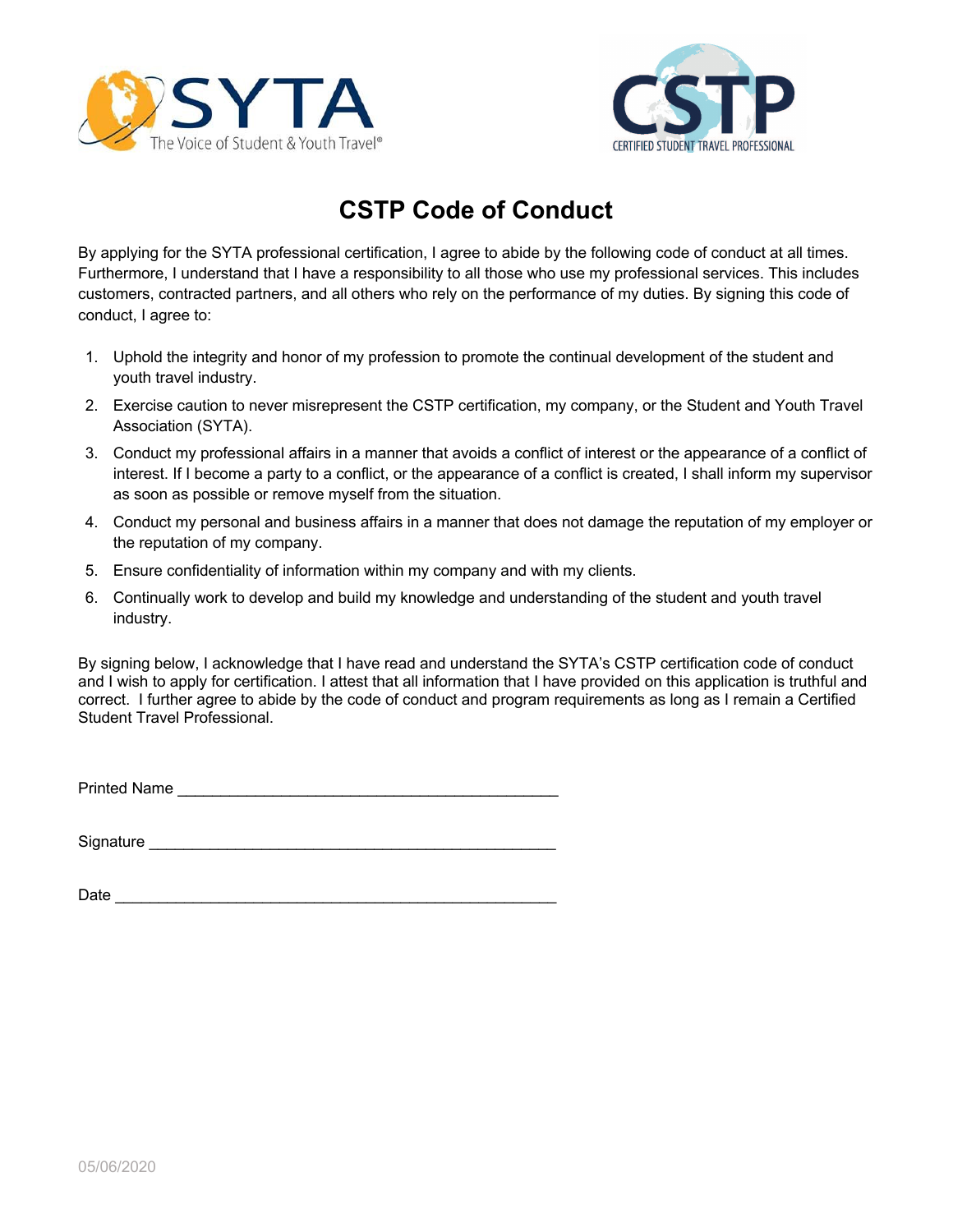SYTA
The Voice of Student & Youth Travel®

CSTP
CERTIFIED STUDENT TRAVEL PROFESSIONAL

# CSTP Code of Conduct

By applying for the SYTA professional certification, I agree to abide by the following code of conduct at all times. Furthermore, I understand that I have a responsibility to all those who use my professional services. This includes customers, contracted partners, and all others who rely on the performance of my duties. By signing this code of conduct, I agree to:

1. Uphold the integrity and honor of my profession to promote the continual development of the student and youth travel industry.
2. Exercise caution to never misrepresent the CSTP certification, my company, or the Student and Youth Travel Association (SYTA).
3. Conduct my professional affairs in a manner that avoids a conflict of interest or the appearance of a conflict of interest. If I become a party to a conflict, or the appearance of a conflict is created, I shall inform my supervisor as soon as possible or remove myself from the situation.
4. Conduct my personal and business affairs in a manner that does not damage the reputation of my employer or the reputation of my company.
5. Ensure confidentiality of information within my company and with my clients.
6. Continually work to develop and build my knowledge and understanding of the student and youth travel industry.

By signing below, I acknowledge that I have read and understand the SYTA's CSTP certification code of conduct and I wish to apply for certification. I attest that all information that I have provided on this application is truthful and correct. I further agree to abide by the code of conduct and program requirements as long as I remain a Certified Student Travel Professional.

Printed Name ____________________________________________

Signature ______________________________________________

Date __________________________________________________

05/06/2020